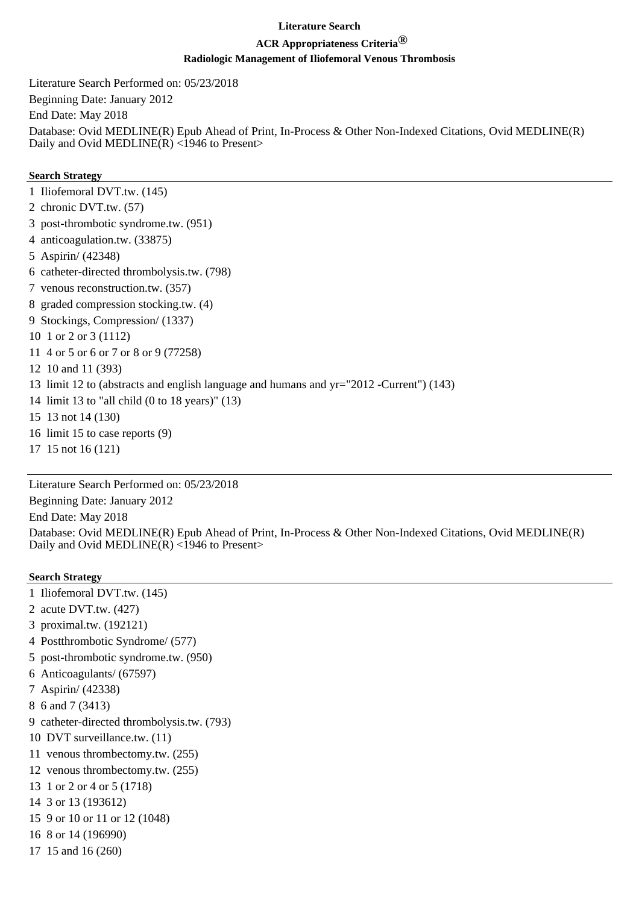**Literature Search**

**ACR Appropriateness Criteria®**

**Radiologic Management of Iliofemoral Venous Thrombosis**

Literature Search Performed on: 05/23/2018

Beginning Date: January 2012

End Date: May 2018

Database: Ovid MEDLINE(R) Epub Ahead of Print, In-Process & Other Non-Indexed Citations, Ovid MEDLINE(R) Daily and Ovid MEDLINE(R) <1946 to Present>

**Search Strategy**

1 Iliofemoral DVT.tw. (145)
2 chronic DVT.tw. (57)
3 post-thrombotic syndrome.tw. (951)
4 anticoagulation.tw. (33875)
5 Aspirin/ (42348)
6 catheter-directed thrombolysis.tw. (798)
7 venous reconstruction.tw. (357)
8 graded compression stocking.tw. (4)
9 Stockings, Compression/ (1337)
10 1 or 2 or 3 (1112)
11 4 or 5 or 6 or 7 or 8 or 9 (77258)
12 10 and 11 (393)
13 limit 12 to (abstracts and english language and humans and yr="2012 -Current") (143)
14 limit 13 to "all child (0 to 18 years)" (13)
15 13 not 14 (130)
16 limit 15 to case reports (9)
17 15 not 16 (121)

---

Literature Search Performed on: 05/23/2018

Beginning Date: January 2012

End Date: May 2018

Database: Ovid MEDLINE(R) Epub Ahead of Print, In-Process & Other Non-Indexed Citations, Ovid MEDLINE(R) Daily and Ovid MEDLINE(R) <1946 to Present>

**Search Strategy**

1 Iliofemoral DVT.tw. (145)
2 acute DVT.tw. (427)
3 proximal.tw. (192121)
4 Postthrombotic Syndrome/ (577)
5 post-thrombotic syndrome.tw. (950)
6 Anticoagulants/ (67597)
7 Aspirin/ (42338)
8 6 and 7 (3413)
9 catheter-directed thrombolysis.tw. (793)
10 DVT surveillance.tw. (11)
11 venous thrombectomy.tw. (255)
12 venous thrombectomy.tw. (255)
13 1 or 2 or 4 or 5 (1718)
14 3 or 13 (193612)
15 9 or 10 or 11 or 12 (1048)
16 8 or 14 (196990)
17 15 and 16 (260)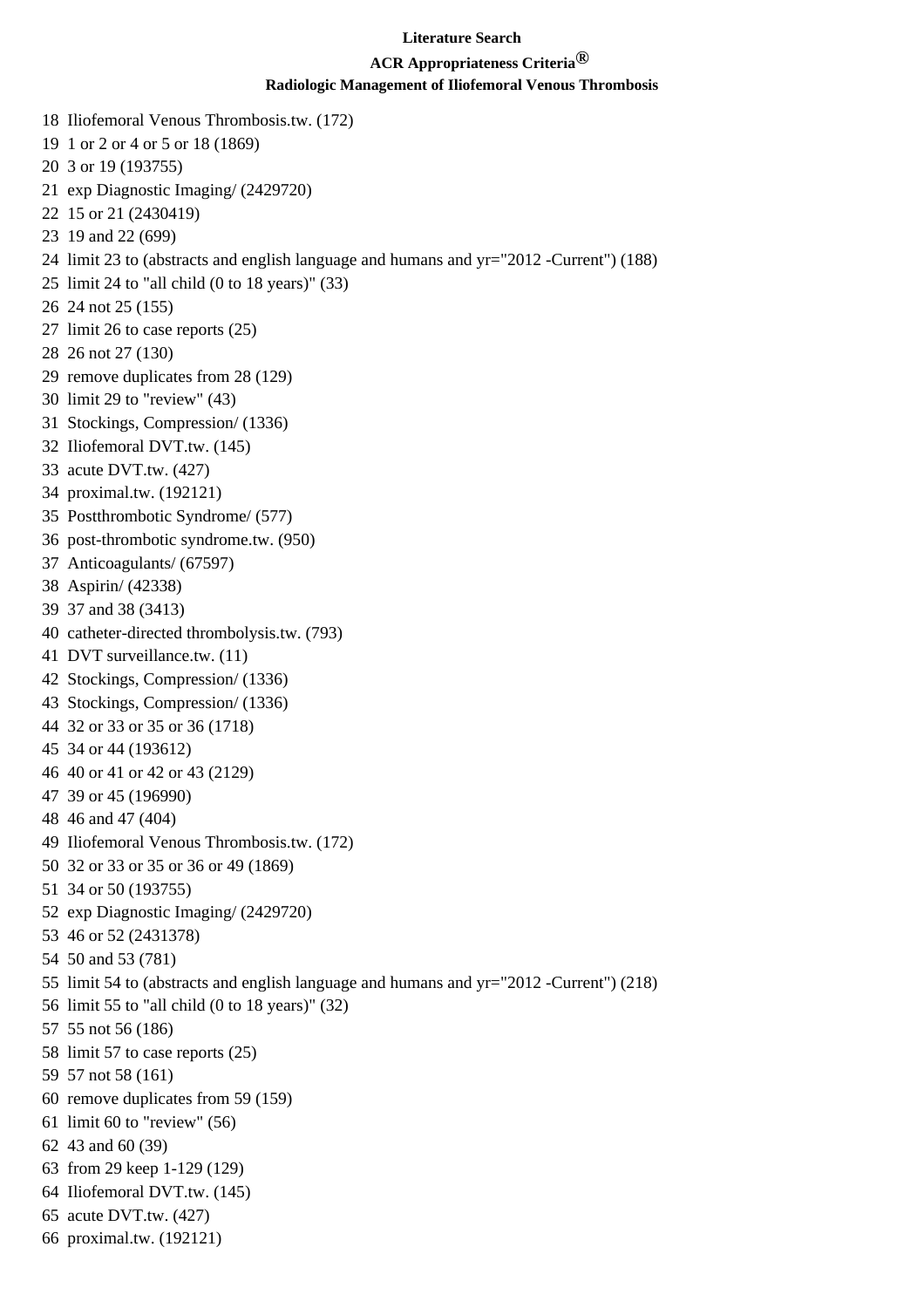**Literature Search**

**ACR Appropriateness Criteria®**

**Radiologic Management of Iliofemoral Venous Thrombosis**

18 Iliofemoral Venous Thrombosis.tw. (172)
19 1 or 2 or 4 or 5 or 18 (1869)
20 3 or 19 (193755)
21 exp Diagnostic Imaging/ (2429720)
22 15 or 21 (2430419)
23 19 and 22 (699)
24 limit 23 to (abstracts and english language and humans and yr="2012 -Current") (188)
25 limit 24 to "all child (0 to 18 years)" (33)
26 24 not 25 (155)
27 limit 26 to case reports (25)
28 26 not 27 (130)
29 remove duplicates from 28 (129)
30 limit 29 to "review" (43)
31 Stockings, Compression/ (1336)
32 Iliofemoral DVT.tw. (145)
33 acute DVT.tw. (427)
34 proximal.tw. (192121)
35 Postthrombotic Syndrome/ (577)
36 post-thrombotic syndrome.tw. (950)
37 Anticoagulants/ (67597)
38 Aspirin/ (42338)
39 37 and 38 (3413)
40 catheter-directed thrombolysis.tw. (793)
41 DVT surveillance.tw. (11)
42 Stockings, Compression/ (1336)
43 Stockings, Compression/ (1336)
44 32 or 33 or 35 or 36 (1718)
45 34 or 44 (193612)
46 40 or 41 or 42 or 43 (2129)
47 39 or 45 (196990)
48 46 and 47 (404)
49 Iliofemoral Venous Thrombosis.tw. (172)
50 32 or 33 or 35 or 36 or 49 (1869)
51 34 or 50 (193755)
52 exp Diagnostic Imaging/ (2429720)
53 46 or 52 (2431378)
54 50 and 53 (781)
55 limit 54 to (abstracts and english language and humans and yr="2012 -Current") (218)
56 limit 55 to "all child (0 to 18 years)" (32)
57 55 not 56 (186)
58 limit 57 to case reports (25)
59 57 not 58 (161)
60 remove duplicates from 59 (159)
61 limit 60 to "review" (56)
62 43 and 60 (39)
63 from 29 keep 1-129 (129)
64 Iliofemoral DVT.tw. (145)
65 acute DVT.tw. (427)
66 proximal.tw. (192121)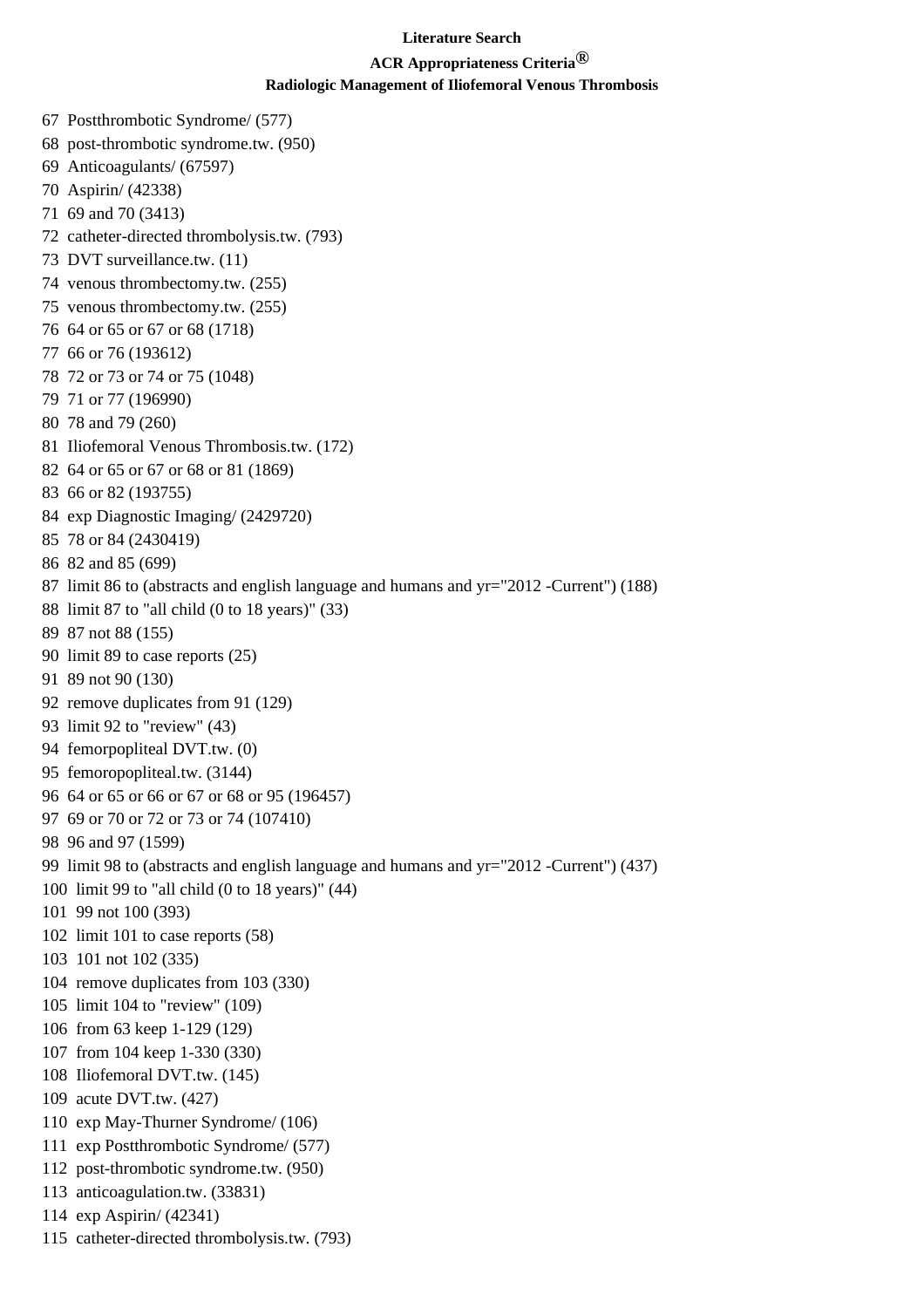**Literature Search**

**ACR Appropriateness Criteria®**

**Radiologic Management of Iliofemoral Venous Thrombosis**

67 Postthrombotic Syndrome/ (577)
68 post-thrombotic syndrome.tw. (950)
69 Anticoagulants/ (67597)
70 Aspirin/ (42338)
71 69 and 70 (3413)
72 catheter-directed thrombolysis.tw. (793)
73 DVT surveillance.tw. (11)
74 venous thrombectomy.tw. (255)
75 venous thrombectomy.tw. (255)
76 64 or 65 or 67 or 68 (1718)
77 66 or 76 (193612)
78 72 or 73 or 74 or 75 (1048)
79 71 or 77 (196990)
80 78 and 79 (260)
81 Iliofemoral Venous Thrombosis.tw. (172)
82 64 or 65 or 67 or 68 or 81 (1869)
83 66 or 82 (193755)
84 exp Diagnostic Imaging/ (2429720)
85 78 or 84 (2430419)
86 82 and 85 (699)
87 limit 86 to (abstracts and english language and humans and yr="2012 -Current") (188)
88 limit 87 to "all child (0 to 18 years)" (33)
89 87 not 88 (155)
90 limit 89 to case reports (25)
91 89 not 90 (130)
92 remove duplicates from 91 (129)
93 limit 92 to "review" (43)
94 femorpopliteal DVT.tw. (0)
95 femoropopliteal.tw. (3144)
96 64 or 65 or 66 or 67 or 68 or 95 (196457)
97 69 or 70 or 72 or 73 or 74 (107410)
98 96 and 97 (1599)
99 limit 98 to (abstracts and english language and humans and yr="2012 -Current") (437)
100 limit 99 to "all child (0 to 18 years)" (44)
101 99 not 100 (393)
102 limit 101 to case reports (58)
103 101 not 102 (335)
104 remove duplicates from 103 (330)
105 limit 104 to "review" (109)
106 from 63 keep 1-129 (129)
107 from 104 keep 1-330 (330)
108 Iliofemoral DVT.tw. (145)
109 acute DVT.tw. (427)
110 exp May-Thurner Syndrome/ (106)
111 exp Postthrombotic Syndrome/ (577)
112 post-thrombotic syndrome.tw. (950)
113 anticoagulation.tw. (33831)
114 exp Aspirin/ (42341)
115 catheter-directed thrombolysis.tw. (793)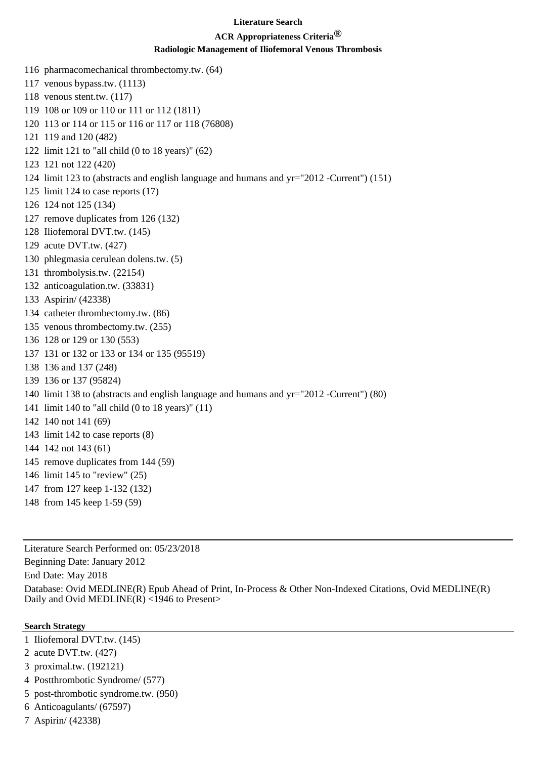116 pharmacomechanical thrombectomy.tw. (64)
117 venous bypass.tw. (1113)
118 venous stent.tw. (117)
119 108 or 109 or 110 or 111 or 112 (1811)
120 113 or 114 or 115 or 116 or 117 or 118 (76808)
121 119 and 120 (482)
122 limit 121 to "all child (0 to 18 years)" (62)
123 121 not 122 (420)
124 limit 123 to (abstracts and english language and humans and yr="2012 -Current") (151)
125 limit 124 to case reports (17)
126 124 not 125 (134)
127 remove duplicates from 126 (132)
128 Iliofemoral DVT.tw. (145)
129 acute DVT.tw. (427)
130 phlegmasia cerulean dolens.tw. (5)
131 thrombolysis.tw. (22154)
132 anticoagulation.tw. (33831)
133 Aspirin/ (42338)
134 catheter thrombectomy.tw. (86)
135 venous thrombectomy.tw. (255)
136 128 or 129 or 130 (553)
137 131 or 132 or 133 or 134 or 135 (95519)
138 136 and 137 (248)
139 136 or 137 (95824)
140 limit 138 to (abstracts and english language and humans and yr="2012 -Current") (80)
141 limit 140 to "all child (0 to 18 years)" (11)
142 140 not 141 (69)
143 limit 142 to case reports (8)
144 142 not 143 (61)
145 remove duplicates from 144 (59)
146 limit 145 to "review" (25)
147 from 127 keep 1-132 (132)
148 from 145 keep 1-59 (59)

---

Literature Search Performed on: 05/23/2018

Beginning Date: January 2012

End Date: May 2018

Database: Ovid MEDLINE(R) Epub Ahead of Print, In-Process & Other Non-Indexed Citations, Ovid MEDLINE(R) Daily and Ovid MEDLINE(R) <1946 to Present>

**Search Strategy**

1 Iliofemoral DVT.tw. (145)
2 acute DVT.tw. (427)
3 proximal.tw. (192121)
4 Postthrombotic Syndrome/ (577)
5 post-thrombotic syndrome.tw. (950)
6 Anticoagulants/ (67597)
7 Aspirin/ (42338)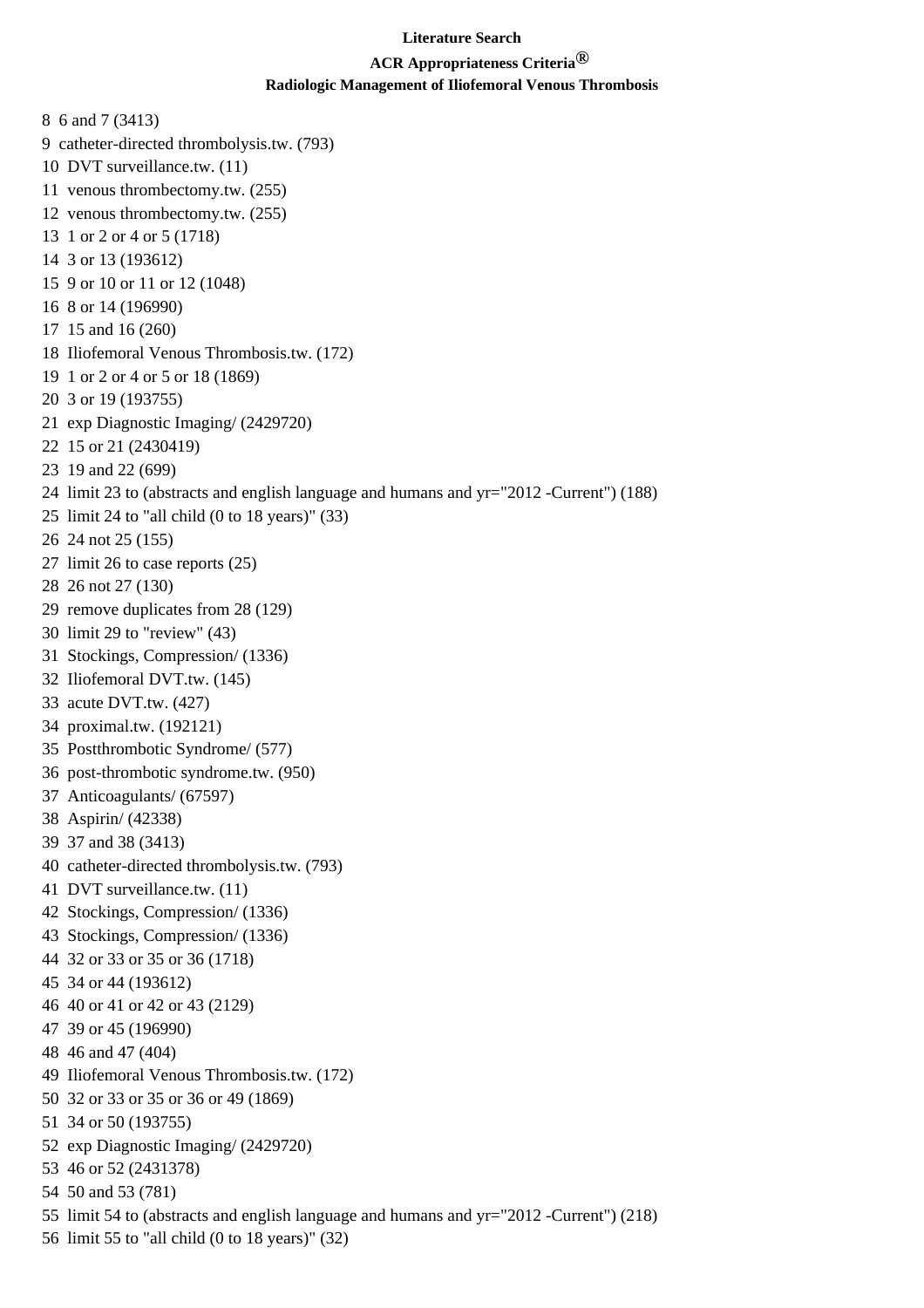**Literature Search**

**ACR Appropriateness Criteria®**

**Radiologic Management of Iliofemoral Venous Thrombosis**

8 6 and 7 (3413)
9 catheter-directed thrombolysis.tw. (793)
10 DVT surveillance.tw. (11)
11 venous thrombectomy.tw. (255)
12 venous thrombectomy.tw. (255)
13 1 or 2 or 4 or 5 (1718)
14 3 or 13 (193612)
15 9 or 10 or 11 or 12 (1048)
16 8 or 14 (196990)
17 15 and 16 (260)
18 Iliofemoral Venous Thrombosis.tw. (172)
19 1 or 2 or 4 or 5 or 18 (1869)
20 3 or 19 (193755)
21 exp Diagnostic Imaging/ (2429720)
22 15 or 21 (2430419)
23 19 and 22 (699)
24 limit 23 to (abstracts and english language and humans and yr="2012 -Current") (188)
25 limit 24 to "all child (0 to 18 years)" (33)
26 24 not 25 (155)
27 limit 26 to case reports (25)
28 26 not 27 (130)
29 remove duplicates from 28 (129)
30 limit 29 to "review" (43)
31 Stockings, Compression/ (1336)
32 Iliofemoral DVT.tw. (145)
33 acute DVT.tw. (427)
34 proximal.tw. (192121)
35 Postthrombotic Syndrome/ (577)
36 post-thrombotic syndrome.tw. (950)
37 Anticoagulants/ (67597)
38 Aspirin/ (42338)
39 37 and 38 (3413)
40 catheter-directed thrombolysis.tw. (793)
41 DVT surveillance.tw. (11)
42 Stockings, Compression/ (1336)
43 Stockings, Compression/ (1336)
44 32 or 33 or 35 or 36 (1718)
45 34 or 44 (193612)
46 40 or 41 or 42 or 43 (2129)
47 39 or 45 (196990)
48 46 and 47 (404)
49 Iliofemoral Venous Thrombosis.tw. (172)
50 32 or 33 or 35 or 36 or 49 (1869)
51 34 or 50 (193755)
52 exp Diagnostic Imaging/ (2429720)
53 46 or 52 (2431378)
54 50 and 53 (781)
55 limit 54 to (abstracts and english language and humans and yr="2012 -Current") (218)
56 limit 55 to "all child (0 to 18 years)" (32)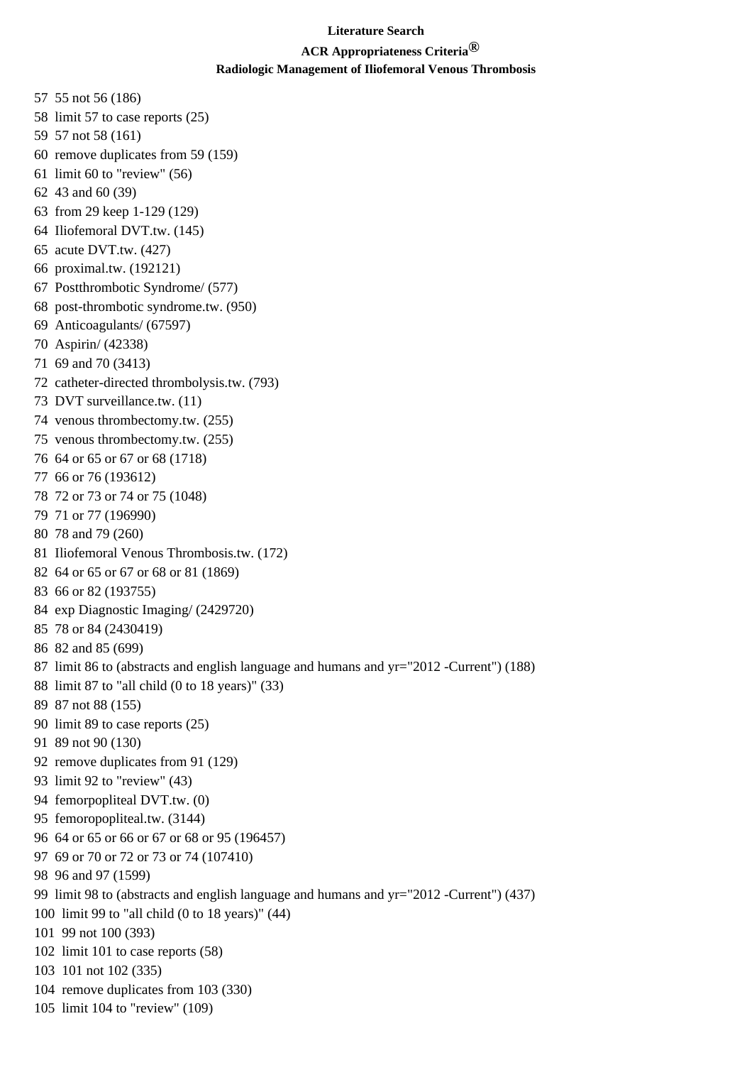**Literature Search**

**ACR Appropriateness Criteria®**

**Radiologic Management of Iliofemoral Venous Thrombosis**

57 55 not 56 (186)
58 limit 57 to case reports (25)
59 57 not 58 (161)
60 remove duplicates from 59 (159)
61 limit 60 to "review" (56)
62 43 and 60 (39)
63 from 29 keep 1-129 (129)
64 Iliofemoral DVT.tw. (145)
65 acute DVT.tw. (427)
66 proximal.tw. (192121)
67 Postthrombotic Syndrome/ (577)
68 post-thrombotic syndrome.tw. (950)
69 Anticoagulants/ (67597)
70 Aspirin/ (42338)
71 69 and 70 (3413)
72 catheter-directed thrombolysis.tw. (793)
73 DVT surveillance.tw. (11)
74 venous thrombectomy.tw. (255)
75 venous thrombectomy.tw. (255)
76 64 or 65 or 67 or 68 (1718)
77 66 or 76 (193612)
78 72 or 73 or 74 or 75 (1048)
79 71 or 77 (196990)
80 78 and 79 (260)
81 Iliofemoral Venous Thrombosis.tw. (172)
82 64 or 65 or 67 or 68 or 81 (1869)
83 66 or 82 (193755)
84 exp Diagnostic Imaging/ (2429720)
85 78 or 84 (2430419)
86 82 and 85 (699)
87 limit 86 to (abstracts and english language and humans and yr="2012 -Current") (188)
88 limit 87 to "all child (0 to 18 years)" (33)
89 87 not 88 (155)
90 limit 89 to case reports (25)
91 89 not 90 (130)
92 remove duplicates from 91 (129)
93 limit 92 to "review" (43)
94 femorpopliteal DVT.tw. (0)
95 femoropopliteal.tw. (3144)
96 64 or 65 or 66 or 67 or 68 or 95 (196457)
97 69 or 70 or 72 or 73 or 74 (107410)
98 96 and 97 (1599)
99 limit 98 to (abstracts and english language and humans and yr="2012 -Current") (437)
100 limit 99 to "all child (0 to 18 years)" (44)
101 99 not 100 (393)
102 limit 101 to case reports (58)
103 101 not 102 (335)
104 remove duplicates from 103 (330)
105 limit 104 to "review" (109)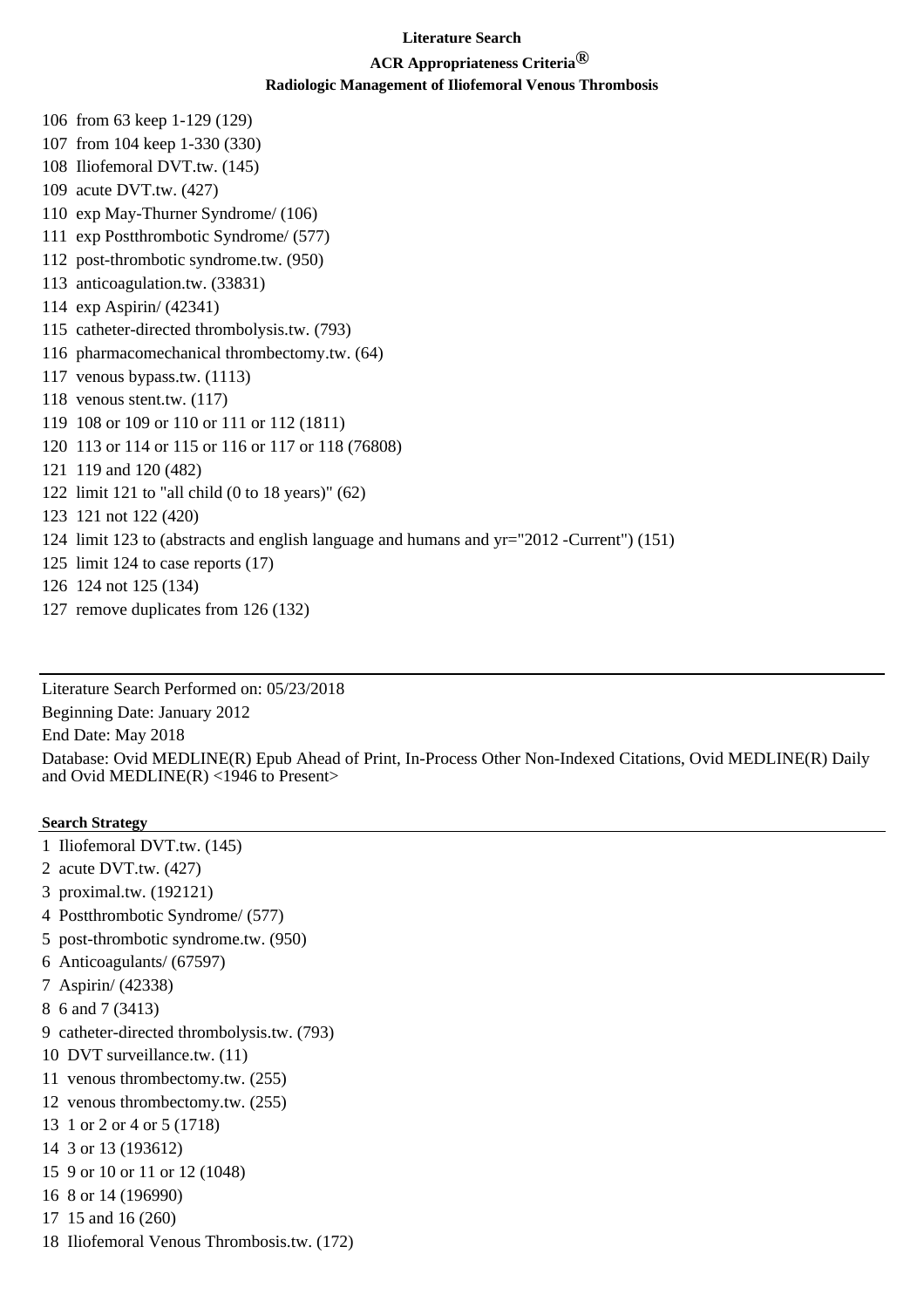**Literature Search**

**ACR Appropriateness Criteria®**

**Radiologic Management of Iliofemoral Venous Thrombosis**

106 from 63 keep 1-129 (129)
107 from 104 keep 1-330 (330)
108 Iliofemoral DVT.tw. (145)
109 acute DVT.tw. (427)
110 exp May-Thurner Syndrome/ (106)
111 exp Postthrombotic Syndrome/ (577)
112 post-thrombotic syndrome.tw. (950)
113 anticoagulation.tw. (33831)
114 exp Aspirin/ (42341)
115 catheter-directed thrombolysis.tw. (793)
116 pharmacomechanical thrombectomy.tw. (64)
117 venous bypass.tw. (1113)
118 venous stent.tw. (117)
119 108 or 109 or 110 or 111 or 112 (1811)
120 113 or 114 or 115 or 116 or 117 or 118 (76808)
121 119 and 120 (482)
122 limit 121 to "all child (0 to 18 years)" (62)
123 121 not 122 (420)
124 limit 123 to (abstracts and english language and humans and yr="2012 -Current") (151)
125 limit 124 to case reports (17)
126 124 not 125 (134)
127 remove duplicates from 126 (132)

---

Literature Search Performed on: 05/23/2018

Beginning Date: January 2012

End Date: May 2018

Database: Ovid MEDLINE(R) Epub Ahead of Print, In-Process Other Non-Indexed Citations, Ovid MEDLINE(R) Daily and Ovid MEDLINE(R) <1946 to Present>

**Search Strategy**

1 Iliofemoral DVT.tw. (145)
2 acute DVT.tw. (427)
3 proximal.tw. (192121)
4 Postthrombotic Syndrome/ (577)
5 post-thrombotic syndrome.tw. (950)
6 Anticoagulants/ (67597)
7 Aspirin/ (42338)
8 6 and 7 (3413)
9 catheter-directed thrombolysis.tw. (793)
10 DVT surveillance.tw. (11)
11 venous thrombectomy.tw. (255)
12 venous thrombectomy.tw. (255)
13 1 or 2 or 4 or 5 (1718)
14 3 or 13 (193612)
15 9 or 10 or 11 or 12 (1048)
16 8 or 14 (196990)
17 15 and 16 (260)
18 Iliofemoral Venous Thrombosis.tw. (172)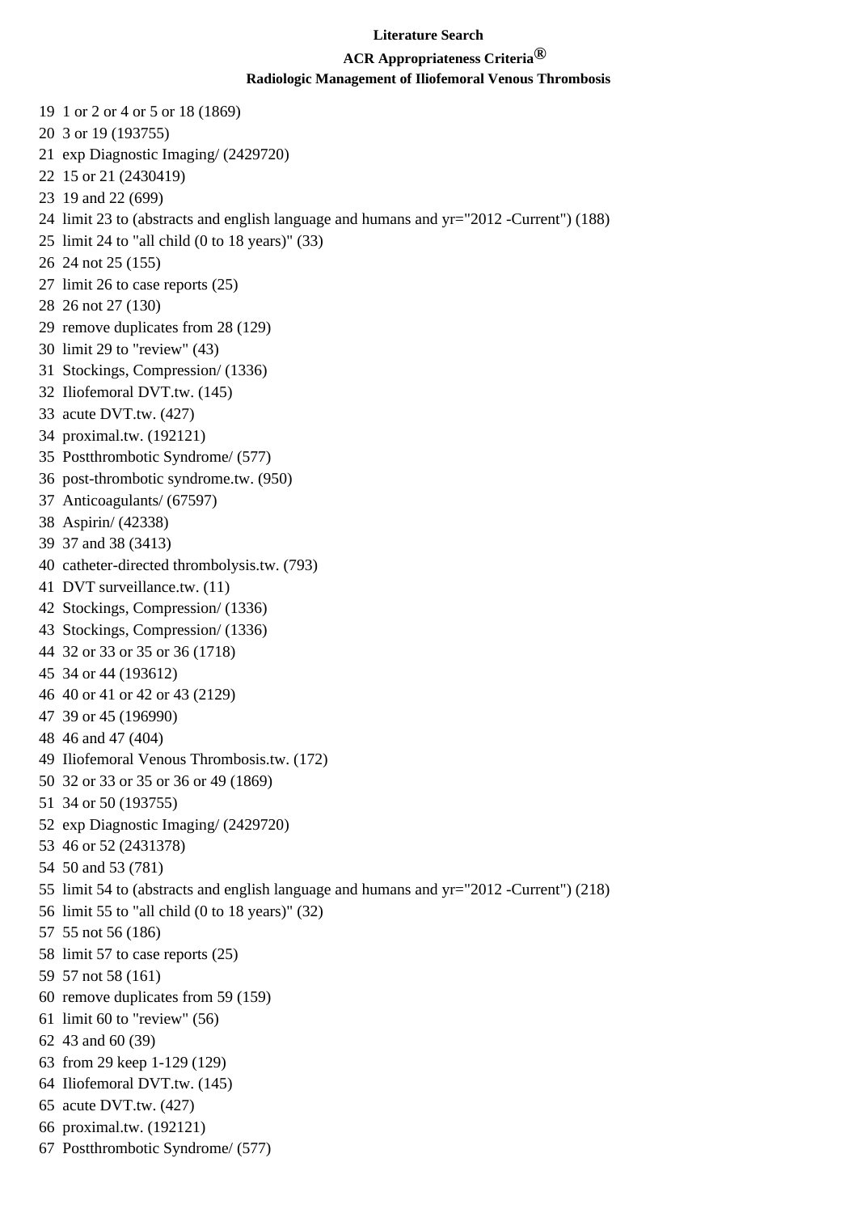**Literature Search**

**ACR Appropriateness Criteria®**

**Radiologic Management of Iliofemoral Venous Thrombosis**

19 1 or 2 or 4 or 5 or 18 (1869)
20 3 or 19 (193755)
21 exp Diagnostic Imaging/ (2429720)
22 15 or 21 (2430419)
23 19 and 22 (699)
24 limit 23 to (abstracts and english language and humans and yr="2012 -Current") (188)
25 limit 24 to "all child (0 to 18 years)" (33)
26 24 not 25 (155)
27 limit 26 to case reports (25)
28 26 not 27 (130)
29 remove duplicates from 28 (129)
30 limit 29 to "review" (43)
31 Stockings, Compression/ (1336)
32 Iliofemoral DVT.tw. (145)
33 acute DVT.tw. (427)
34 proximal.tw. (192121)
35 Postthrombotic Syndrome/ (577)
36 post-thrombotic syndrome.tw. (950)
37 Anticoagulants/ (67597)
38 Aspirin/ (42338)
39 37 and 38 (3413)
40 catheter-directed thrombolysis.tw. (793)
41 DVT surveillance.tw. (11)
42 Stockings, Compression/ (1336)
43 Stockings, Compression/ (1336)
44 32 or 33 or 35 or 36 (1718)
45 34 or 44 (193612)
46 40 or 41 or 42 or 43 (2129)
47 39 or 45 (196990)
48 46 and 47 (404)
49 Iliofemoral Venous Thrombosis.tw. (172)
50 32 or 33 or 35 or 36 or 49 (1869)
51 34 or 50 (193755)
52 exp Diagnostic Imaging/ (2429720)
53 46 or 52 (2431378)
54 50 and 53 (781)
55 limit 54 to (abstracts and english language and humans and yr="2012 -Current") (218)
56 limit 55 to "all child (0 to 18 years)" (32)
57 55 not 56 (186)
58 limit 57 to case reports (25)
59 57 not 58 (161)
60 remove duplicates from 59 (159)
61 limit 60 to "review" (56)
62 43 and 60 (39)
63 from 29 keep 1-129 (129)
64 Iliofemoral DVT.tw. (145)
65 acute DVT.tw. (427)
66 proximal.tw. (192121)
67 Postthrombotic Syndrome/ (577)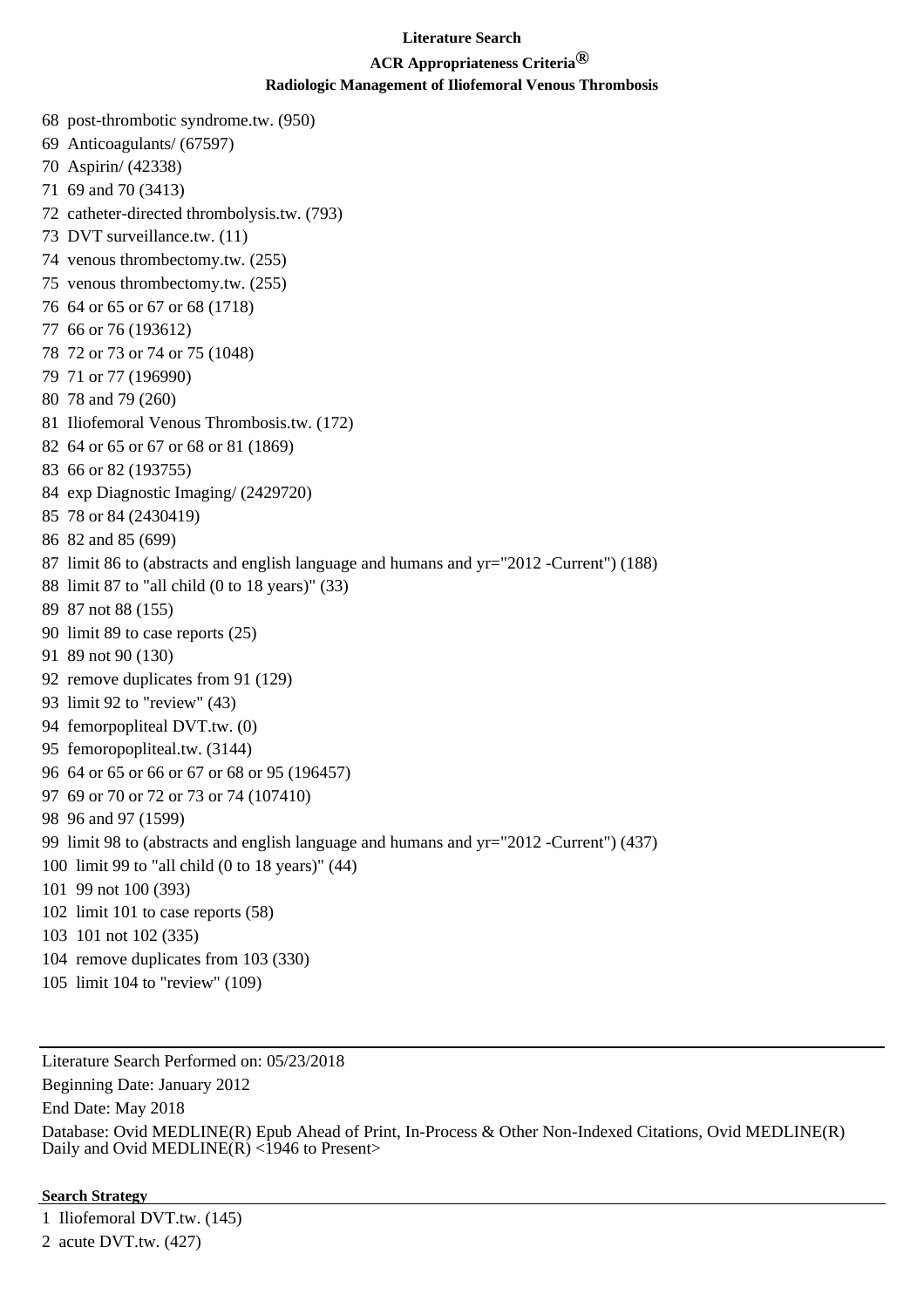68 post-thrombotic syndrome.tw. (950)
69 Anticoagulants/ (67597)
70 Aspirin/ (42338)
71 69 and 70 (3413)
72 catheter-directed thrombolysis.tw. (793)
73 DVT surveillance.tw. (11)
74 venous thrombectomy.tw. (255)
75 venous thrombectomy.tw. (255)
76 64 or 65 or 67 or 68 (1718)
77 66 or 76 (193612)
78 72 or 73 or 74 or 75 (1048)
79 71 or 77 (196990)
80 78 and 79 (260)
81 Iliofemoral Venous Thrombosis.tw. (172)
82 64 or 65 or 67 or 68 or 81 (1869)
83 66 or 82 (193755)
84 exp Diagnostic Imaging/ (2429720)
85 78 or 84 (2430419)
86 82 and 85 (699)
87 limit 86 to (abstracts and english language and humans and yr="2012 -Current") (188)
88 limit 87 to "all child (0 to 18 years)" (33)
89 87 not 88 (155)
90 limit 89 to case reports (25)
91 89 not 90 (130)
92 remove duplicates from 91 (129)
93 limit 92 to "review" (43)
94 femorpopliteal DVT.tw. (0)
95 femoropopliteal.tw. (3144)
96 64 or 65 or 66 or 67 or 68 or 95 (196457)
97 69 or 70 or 72 or 73 or 74 (107410)
98 96 and 97 (1599)
99 limit 98 to (abstracts and english language and humans and yr="2012 -Current") (437)
100 limit 99 to "all child (0 to 18 years)" (44)
101 99 not 100 (393)
102 limit 101 to case reports (58)
103 101 not 102 (335)
104 remove duplicates from 103 (330)
105 limit 104 to "review" (109)

---

Literature Search Performed on: 05/23/2018

Beginning Date: January 2012

End Date: May 2018

Database: Ovid MEDLINE(R) Epub Ahead of Print, In-Process & Other Non-Indexed Citations, Ovid MEDLINE(R) Daily and Ovid MEDLINE(R) <1946 to Present>

**Search Strategy**

1 Iliofemoral DVT.tw. (145)
2 acute DVT.tw. (427)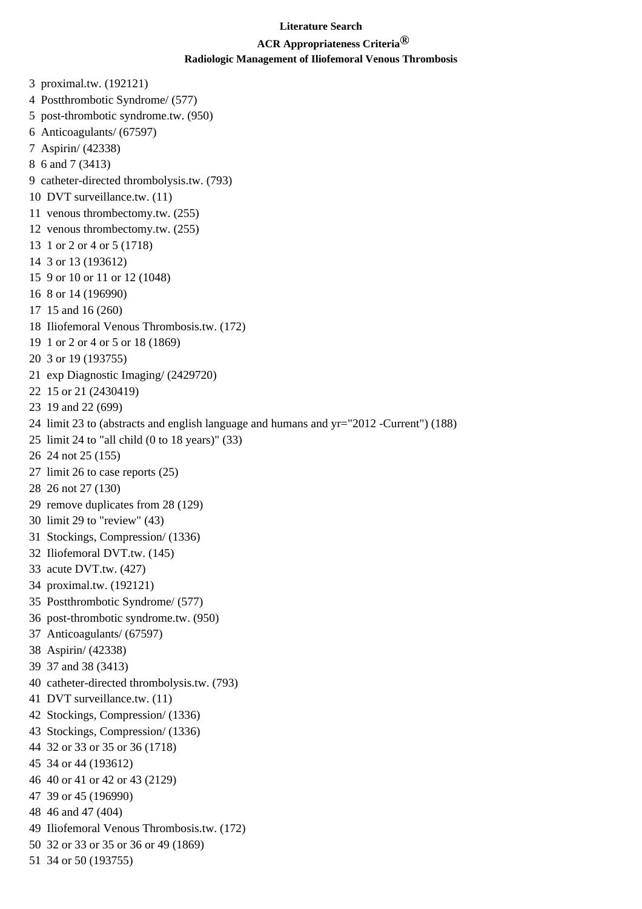**Literature Search**

**ACR Appropriateness Criteria®**

**Radiologic Management of Iliofemoral Venous Thrombosis**

3 proximal.tw. (192121)
4 Postthrombotic Syndrome/ (577)
5 post-thrombotic syndrome.tw. (950)
6 Anticoagulants/ (67597)
7 Aspirin/ (42338)
8 6 and 7 (3413)
9 catheter-directed thrombolysis.tw. (793)
10 DVT surveillance.tw. (11)
11 venous thrombectomy.tw. (255)
12 venous thrombectomy.tw. (255)
13 1 or 2 or 4 or 5 (1718)
14 3 or 13 (193612)
15 9 or 10 or 11 or 12 (1048)
16 8 or 14 (196990)
17 15 and 16 (260)
18 Iliofemoral Venous Thrombosis.tw. (172)
19 1 or 2 or 4 or 5 or 18 (1869)
20 3 or 19 (193755)
21 exp Diagnostic Imaging/ (2429720)
22 15 or 21 (2430419)
23 19 and 22 (699)
24 limit 23 to (abstracts and english language and humans and yr="2012 -Current") (188)
25 limit 24 to "all child (0 to 18 years)" (33)
26 24 not 25 (155)
27 limit 26 to case reports (25)
28 26 not 27 (130)
29 remove duplicates from 28 (129)
30 limit 29 to "review" (43)
31 Stockings, Compression/ (1336)
32 Iliofemoral DVT.tw. (145)
33 acute DVT.tw. (427)
34 proximal.tw. (192121)
35 Postthrombotic Syndrome/ (577)
36 post-thrombotic syndrome.tw. (950)
37 Anticoagulants/ (67597)
38 Aspirin/ (42338)
39 37 and 38 (3413)
40 catheter-directed thrombolysis.tw. (793)
41 DVT surveillance.tw. (11)
42 Stockings, Compression/ (1336)
43 Stockings, Compression/ (1336)
44 32 or 33 or 35 or 36 (1718)
45 34 or 44 (193612)
46 40 or 41 or 42 or 43 (2129)
47 39 or 45 (196990)
48 46 and 47 (404)
49 Iliofemoral Venous Thrombosis.tw. (172)
50 32 or 33 or 35 or 36 or 49 (1869)
51 34 or 50 (193755)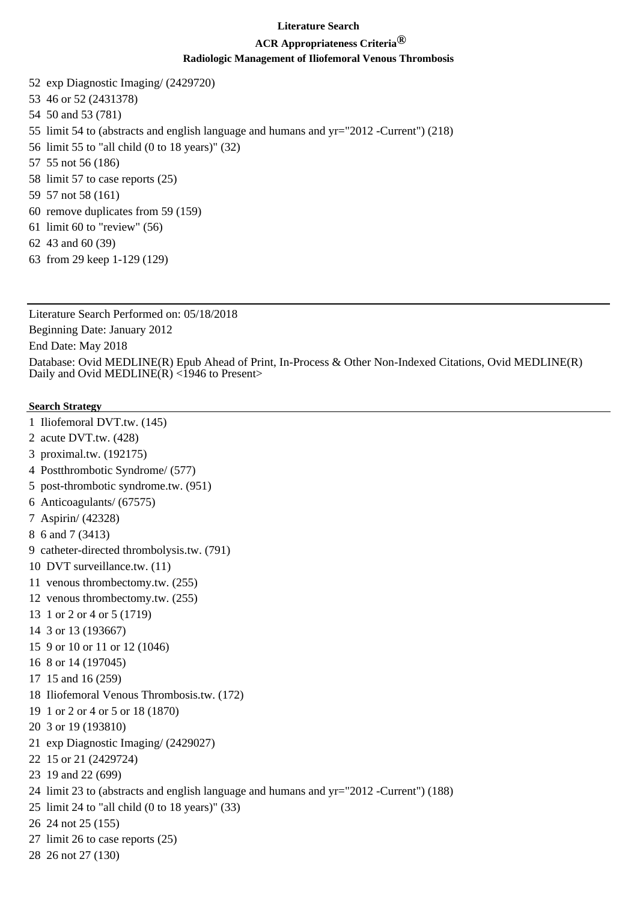**Literature Search**

**ACR Appropriateness Criteria®**

**Radiologic Management of Iliofemoral Venous Thrombosis**

52 exp Diagnostic Imaging/ (2429720)
53 46 or 52 (2431378)
54 50 and 53 (781)
55 limit 54 to (abstracts and english language and humans and yr="2012 -Current") (218)
56 limit 55 to "all child (0 to 18 years)" (32)
57 55 not 56 (186)
58 limit 57 to case reports (25)
59 57 not 58 (161)
60 remove duplicates from 59 (159)
61 limit 60 to "review" (56)
62 43 and 60 (39)
63 from 29 keep 1-129 (129)

---

Literature Search Performed on: 05/18/2018

Beginning Date: January 2012

End Date: May 2018

Database: Ovid MEDLINE(R) Epub Ahead of Print, In-Process & Other Non-Indexed Citations, Ovid MEDLINE(R) Daily and Ovid MEDLINE(R) <1946 to Present>

**Search Strategy**

1 Iliofemoral DVT.tw. (145)
2 acute DVT.tw. (428)
3 proximal.tw. (192175)
4 Postthrombotic Syndrome/ (577)
5 post-thrombotic syndrome.tw. (951)
6 Anticoagulants/ (67575)
7 Aspirin/ (42328)
8 6 and 7 (3413)
9 catheter-directed thrombolysis.tw. (791)
10 DVT surveillance.tw. (11)
11 venous thrombectomy.tw. (255)
12 venous thrombectomy.tw. (255)
13 1 or 2 or 4 or 5 (1719)
14 3 or 13 (193667)
15 9 or 10 or 11 or 12 (1046)
16 8 or 14 (197045)
17 15 and 16 (259)
18 Iliofemoral Venous Thrombosis.tw. (172)
19 1 or 2 or 4 or 5 or 18 (1870)
20 3 or 19 (193810)
21 exp Diagnostic Imaging/ (2429027)
22 15 or 21 (2429724)
23 19 and 22 (699)
24 limit 23 to (abstracts and english language and humans and yr="2012 -Current") (188)
25 limit 24 to "all child (0 to 18 years)" (33)
26 24 not 25 (155)
27 limit 26 to case reports (25)
28 26 not 27 (130)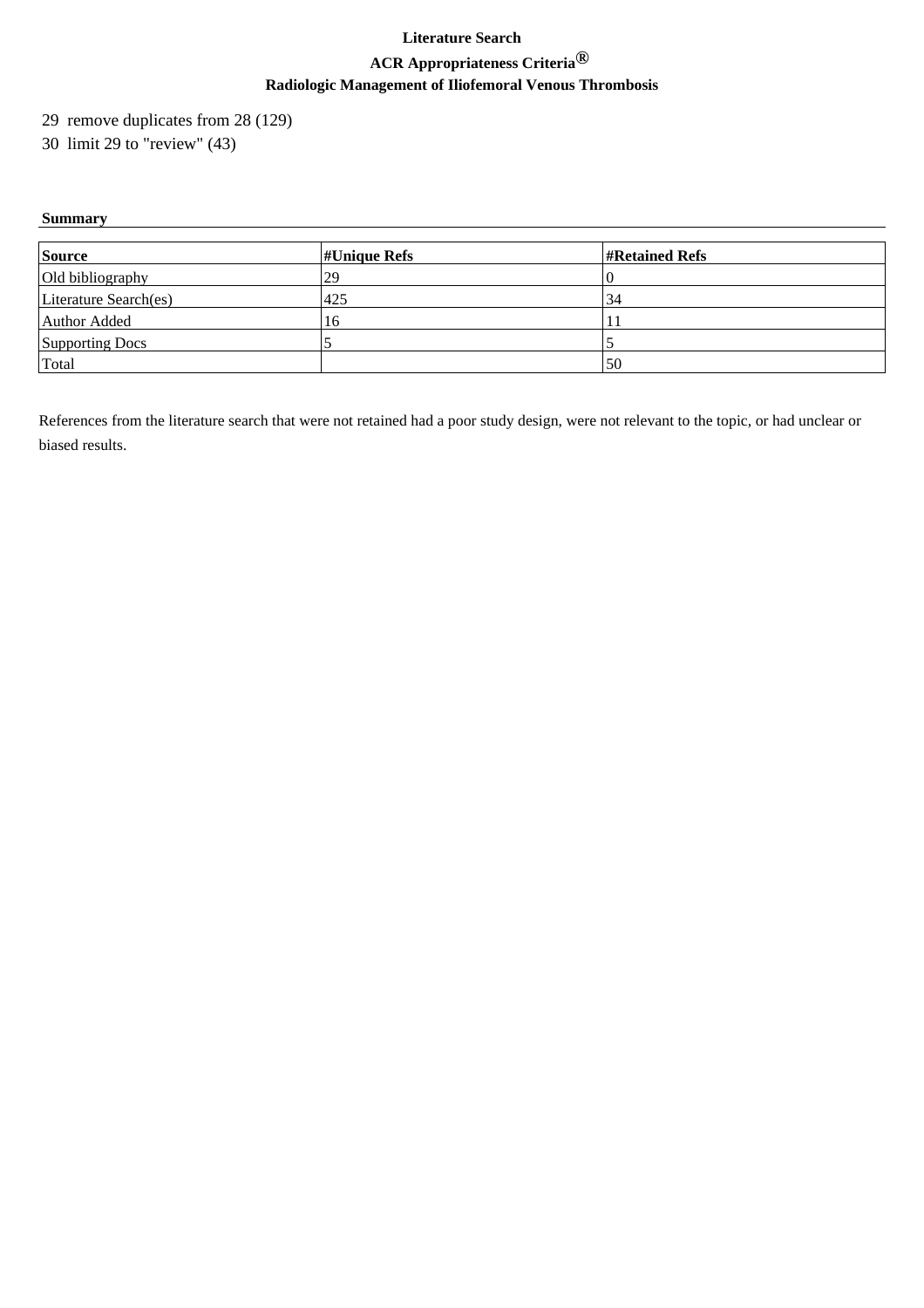29 remove duplicates from 28 (129)

30 limit 29 to "review" (43)

**Summary**

| Source | #Unique Refs | #Retained Refs |
|---|---|---|
| Old bibliography | 29 | 0 |
| Literature Search(es) | 425 | 34 |
| Author Added | 16 | 11 |
| Supporting Docs | 5 | 5 |
| Total | | 50 |

References from the literature search that were not retained had a poor study design, were not relevant to the topic, or had unclear or biased results.